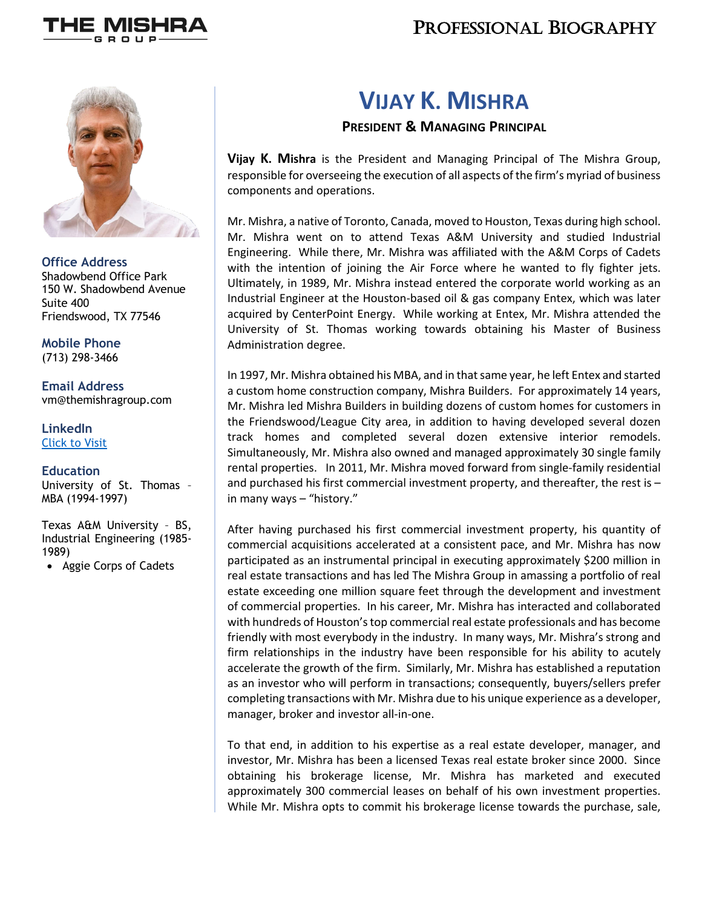THE MISHRA GROUP

# Professional Biography

**Office Address**
Shadowbend Office Park
150 W. Shadowbend Avenue
Suite 400
Friendswood, TX 77546

**Mobile Phone**
(713) 298-3466

**Email Address**
vm@themishragroup.com

**LinkedIn**
[Click to Visit]

**Education**
University of St. Thomas – MBA (1994-1997)

Texas A&M University – BS, Industrial Engineering (1985-1989)

- Aggie Corps of Cadets

## Vijay K. Mishra

### President & Managing Principal

**Vijay K. Mishra** is the President and Managing Principal of The Mishra Group, responsible for overseeing the execution of all aspects of the firm's myriad of business components and operations.

Mr. Mishra, a native of Toronto, Canada, moved to Houston, Texas during high school. Mr. Mishra went on to attend Texas A&M University and studied Industrial Engineering. While there, Mr. Mishra was affiliated with the A&M Corps of Cadets with the intention of joining the Air Force where he wanted to fly fighter jets. Ultimately, in 1989, Mr. Mishra instead entered the corporate world working as an Industrial Engineer at the Houston-based oil & gas company Entex, which was later acquired by CenterPoint Energy. While working at Entex, Mr. Mishra attended the University of St. Thomas working towards obtaining his Master of Business Administration degree.

In 1997, Mr. Mishra obtained his MBA, and in that same year, he left Entex and started a custom home construction company, Mishra Builders. For approximately 14 years, Mr. Mishra led Mishra Builders in building dozens of custom homes for customers in the Friendswood/League City area, in addition to having developed several dozen track homes and completed several dozen extensive interior remodels. Simultaneously, Mr. Mishra also owned and managed approximately 30 single family rental properties. In 2011, Mr. Mishra moved forward from single-family residential and purchased his first commercial investment property, and thereafter, the rest is – in many ways – "history."

After having purchased his first commercial investment property, his quantity of commercial acquisitions accelerated at a consistent pace, and Mr. Mishra has now participated as an instrumental principal in executing approximately $200 million in real estate transactions and has led The Mishra Group in amassing a portfolio of real estate exceeding one million square feet through the development and investment of commercial properties. In his career, Mr. Mishra has interacted and collaborated with hundreds of Houston's top commercial real estate professionals and has become friendly with most everybody in the industry. In many ways, Mr. Mishra's strong and firm relationships in the industry have been responsible for his ability to acutely accelerate the growth of the firm. Similarly, Mr. Mishra has established a reputation as an investor who will perform in transactions; consequently, buyers/sellers prefer completing transactions with Mr. Mishra due to his unique experience as a developer, manager, broker and investor all-in-one.

To that end, in addition to his expertise as a real estate developer, manager, and investor, Mr. Mishra has been a licensed Texas real estate broker since 2000. Since obtaining his brokerage license, Mr. Mishra has marketed and executed approximately 300 commercial leases on behalf of his own investment properties. While Mr. Mishra opts to commit his brokerage license towards the purchase, sale,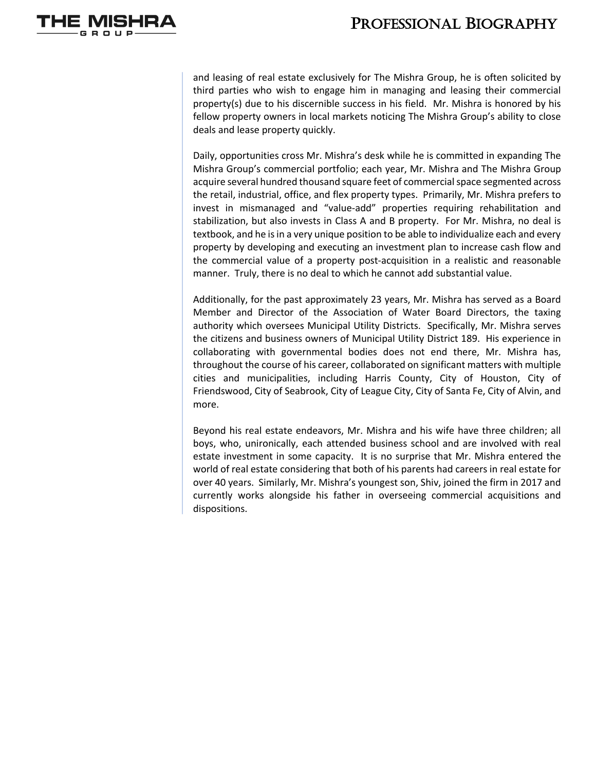and leasing of real estate exclusively for The Mishra Group, he is often solicited by third parties who wish to engage him in managing and leasing their commercial property(s) due to his discernible success in his field. Mr. Mishra is honored by his fellow property owners in local markets noticing The Mishra Group's ability to close deals and lease property quickly.

Daily, opportunities cross Mr. Mishra's desk while he is committed in expanding The Mishra Group's commercial portfolio; each year, Mr. Mishra and The Mishra Group acquire several hundred thousand square feet of commercial space segmented across the retail, industrial, office, and flex property types. Primarily, Mr. Mishra prefers to invest in mismanaged and "value-add" properties requiring rehabilitation and stabilization, but also invests in Class A and B property. For Mr. Mishra, no deal is textbook, and he is in a very unique position to be able to individualize each and every property by developing and executing an investment plan to increase cash flow and the commercial value of a property post-acquisition in a realistic and reasonable manner. Truly, there is no deal to which he cannot add substantial value.

Additionally, for the past approximately 23 years, Mr. Mishra has served as a Board Member and Director of the Association of Water Board Directors, the taxing authority which oversees Municipal Utility Districts. Specifically, Mr. Mishra serves the citizens and business owners of Municipal Utility District 189. His experience in collaborating with governmental bodies does not end there, Mr. Mishra has, throughout the course of his career, collaborated on significant matters with multiple cities and municipalities, including Harris County, City of Houston, City of Friendswood, City of Seabrook, City of League City, City of Santa Fe, City of Alvin, and more.

Beyond his real estate endeavors, Mr. Mishra and his wife have three children; all boys, who, unironically, each attended business school and are involved with real estate investment in some capacity. It is no surprise that Mr. Mishra entered the world of real estate considering that both of his parents had careers in real estate for over 40 years. Similarly, Mr. Mishra's youngest son, Shiv, joined the firm in 2017 and currently works alongside his father in overseeing commercial acquisitions and dispositions.